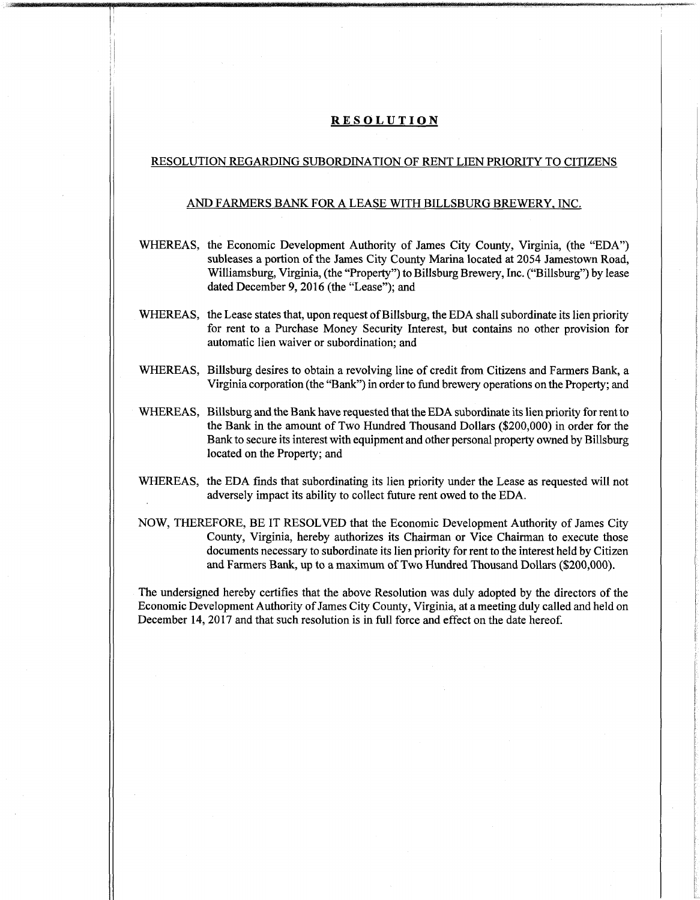# RESOLUTION

## RESOLUTION REGARDING SUBORDINATION OF RENT LIEN PRIORITY TO CITIZENS AND FARMERS BANK FOR A LEASE WITH BILLSBURG BREWERY, INC.

WHEREAS, the Economic Development Authority of James City County, Virginia, (the "EDA") subleases a portion of the James City County Marina located at 2054 Jamestown Road, Williamsburg, Virginia, (the "Property") to Billsburg Brewery, Inc. ("Billsburg") by lease dated December 9, 2016 (the "Lease"); and

WHEREAS, the Lease states that, upon request of Billsburg, the EDA shall subordinate its lien priority for rent to a Purchase Money Security Interest, but contains no other provision for automatic lien waiver or subordination; and

WHEREAS, Billsburg desires to obtain a revolving line of credit from Citizens and Farmers Bank, a Virginia corporation (the "Bank") in order to fund brewery operations on the Property; and

WHEREAS, Billsburg and the Bank have requested that the EDA subordinate its lien priority for rent to the Bank in the amount of Two Hundred Thousand Dollars ($200,000) in order for the Bank to secure its interest with equipment and other personal property owned by Billsburg located on the Property; and

WHEREAS, the EDA finds that subordinating its lien priority under the Lease as requested will not adversely impact its ability to collect future rent owed to the EDA.

NOW, THEREFORE, BE IT RESOLVED that the Economic Development Authority of James City County, Virginia, hereby authorizes its Chairman or Vice Chairman to execute those documents necessary to subordinate its lien priority for rent to the interest held by Citizen and Farmers Bank, up to a maximum of Two Hundred Thousand Dollars ($200,000).

The undersigned hereby certifies that the above Resolution was duly adopted by the directors of the Economic Development Authority of James City County, Virginia, at a meeting duly called and held on December 14, 2017 and that such resolution is in full force and effect on the date hereof.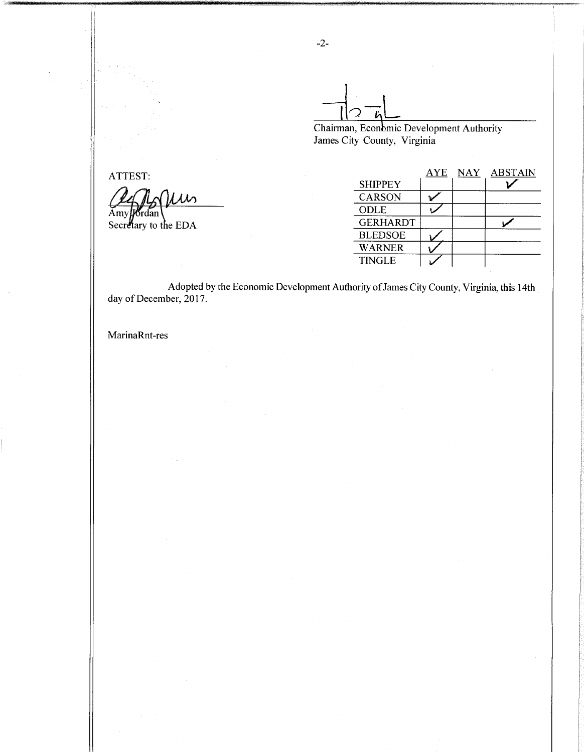Chairman, Economic Development Authority
James City County, Virginia

ATTEST:

Amy Jordan
Secretary to the EDA

| | AYE | NAY | ABSTAIN |
|---|---|---|---|
| SHIPPEY | | | ✓ |
| CARSON | ✓ | | |
| ODLE | ✓ | | |
| GERHARDT | | | ✓ |
| BLEDSOE | ✓ | | |
| WARNER | ✓ | | |
| TINGLE | ✓ | | |

Adopted by the Economic Development Authority of James City County, Virginia, this 14th day of December, 2017.

MarinaRnt-res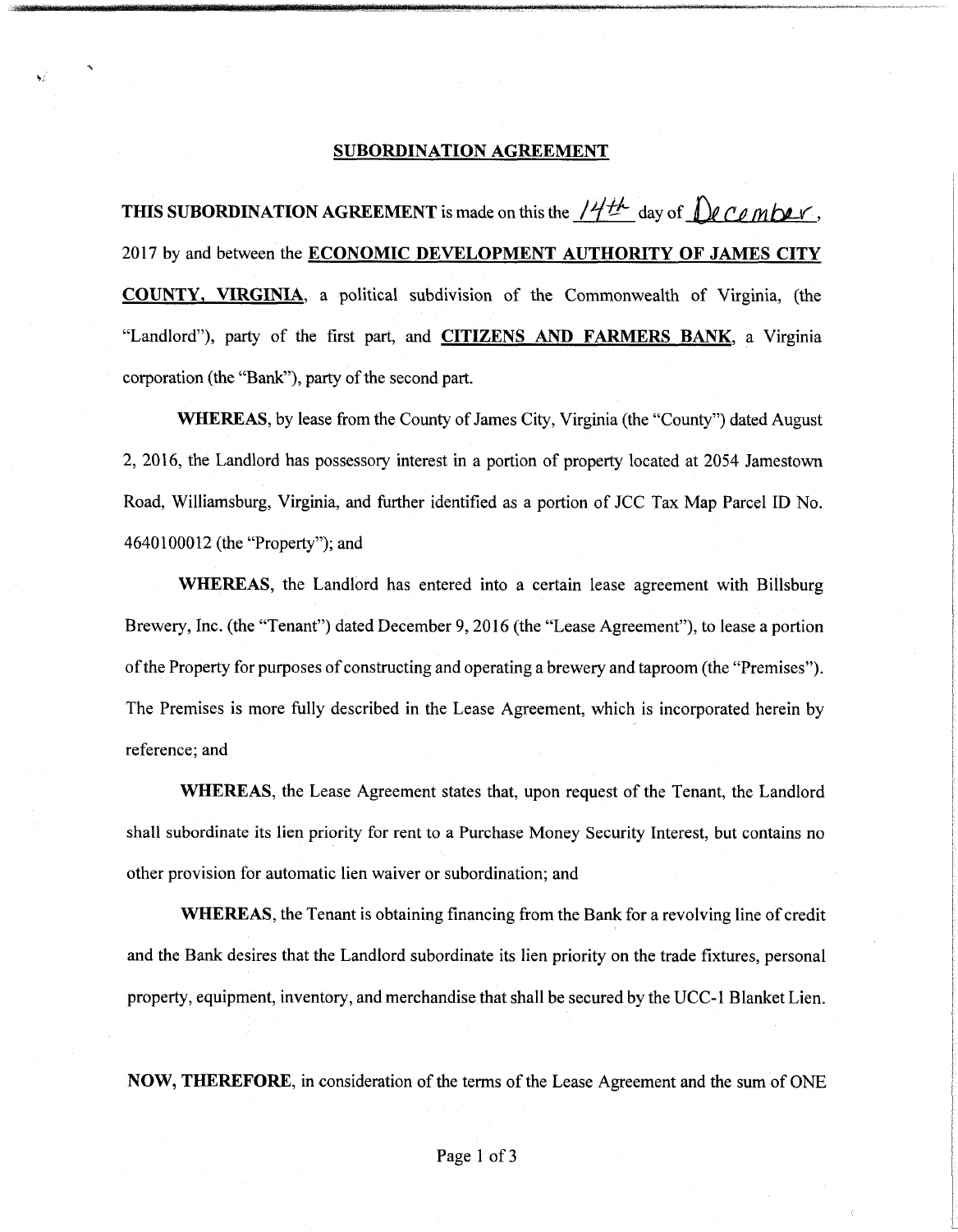# SUBORDINATION AGREEMENT

**THIS SUBORDINATION AGREEMENT** is made on this the 14th day of December, 2017 by and between the **ECONOMIC DEVELOPMENT AUTHORITY OF JAMES CITY COUNTY, VIRGINIA**, a political subdivision of the Commonwealth of Virginia, (the "Landlord"), party of the first part, and **CITIZENS AND FARMERS BANK**, a Virginia corporation (the "Bank"), party of the second part.

**WHEREAS**, by lease from the County of James City, Virginia (the "County") dated August 2, 2016, the Landlord has possessory interest in a portion of property located at 2054 Jamestown Road, Williamsburg, Virginia, and further identified as a portion of JCC Tax Map Parcel ID No. 4640100012 (the "Property"); and

**WHEREAS**, the Landlord has entered into a certain lease agreement with Billsburg Brewery, Inc. (the "Tenant") dated December 9, 2016 (the "Lease Agreement"), to lease a portion of the Property for purposes of constructing and operating a brewery and taproom (the "Premises"). The Premises is more fully described in the Lease Agreement, which is incorporated herein by reference; and

**WHEREAS**, the Lease Agreement states that, upon request of the Tenant, the Landlord shall subordinate its lien priority for rent to a Purchase Money Security Interest, but contains no other provision for automatic lien waiver or subordination; and

**WHEREAS**, the Tenant is obtaining financing from the Bank for a revolving line of credit and the Bank desires that the Landlord subordinate its lien priority on the trade fixtures, personal property, equipment, inventory, and merchandise that shall be secured by the UCC-1 Blanket Lien.

**NOW, THEREFORE**, in consideration of the terms of the Lease Agreement and the sum of ONE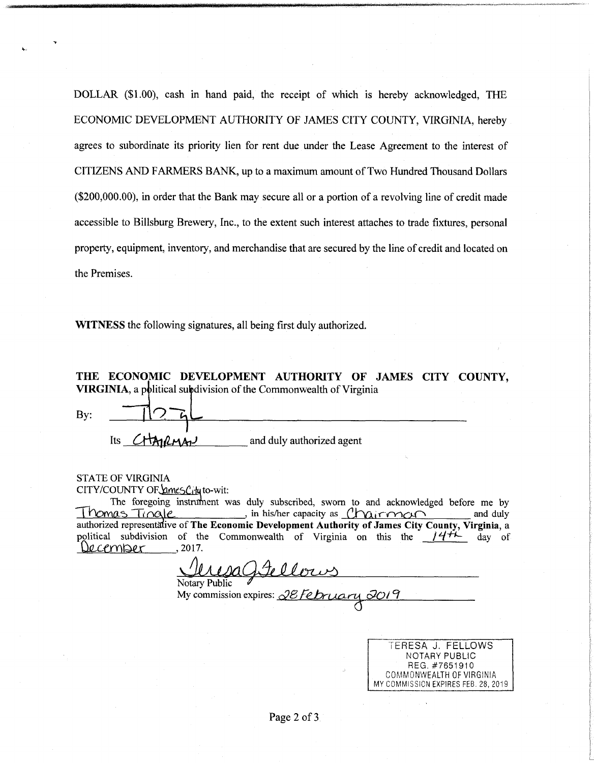DOLLAR ($1.00), cash in hand paid, the receipt of which is hereby acknowledged, THE ECONOMIC DEVELOPMENT AUTHORITY OF JAMES CITY COUNTY, VIRGINIA, hereby agrees to subordinate its priority lien for rent due under the Lease Agreement to the interest of CITIZENS AND FARMERS BANK, up to a maximum amount of Two Hundred Thousand Dollars ($200,000.00), in order that the Bank may secure all or a portion of a revolving line of credit made accessible to Billsburg Brewery, Inc., to the extent such interest attaches to trade fixtures, personal property, equipment, inventory, and merchandise that are secured by the line of credit and located on the Premises.

**WITNESS** the following signatures, all being first duly authorized.

**THE ECONOMIC DEVELOPMENT AUTHORITY OF JAMES CITY COUNTY, VIRGINIA**, a political subdivision of the Commonwealth of Virginia

By: ______________________________

Its CHAIRMAN and duly authorized agent

STATE OF VIRGINIA
CITY/COUNTY OF James City to-wit:

The foregoing instrument was duly subscribed, sworn to and acknowledged before me by Thomas Tingle, in his/her capacity as Chairman and duly authorized representative of **The Economic Development Authority of James City County, Virginia**, a political subdivision of the Commonwealth of Virginia on this the 14th day of December, 2017.

Teresa J. Fellows
Notary Public
My commission expires: 28 February 2019

TERESA J. FELLOWS
NOTARY PUBLIC
REG. #7651910
COMMONWEALTH OF VIRGINIA
MY COMMISSION EXPIRES FEB. 28, 2019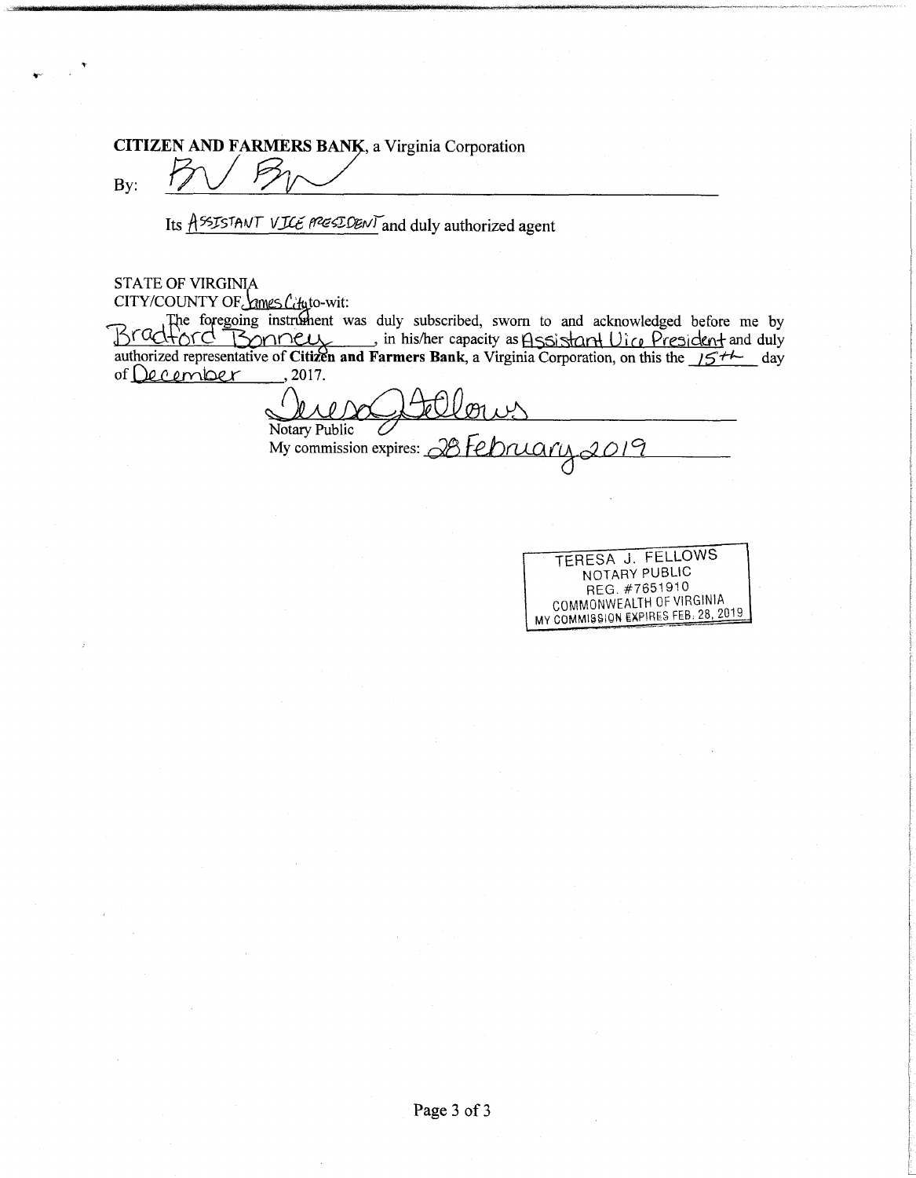**CITIZEN AND FARMERS BANK**, a Virginia Corporation

By: _______________________________

Its ASSISTANT VICE PRESIDENT and duly authorized agent

STATE OF VIRGINIA
CITY/COUNTY OF James City to-wit:

The foregoing instrument was duly subscribed, sworn to and acknowledged before me by Bradford Bonney, in his/her capacity as Assistant Vice President and duly authorized representative of **Citizen and Farmers Bank**, a Virginia Corporation, on this the 15th day of December, 2017.

_______________________________
Notary Public
My commission expires: 28 February 2019

TERESA J. FELLOWS
NOTARY PUBLIC
REG. #7651910
COMMONWEALTH OF VIRGINIA
MY COMMISSION EXPIRES FEB. 28, 2019